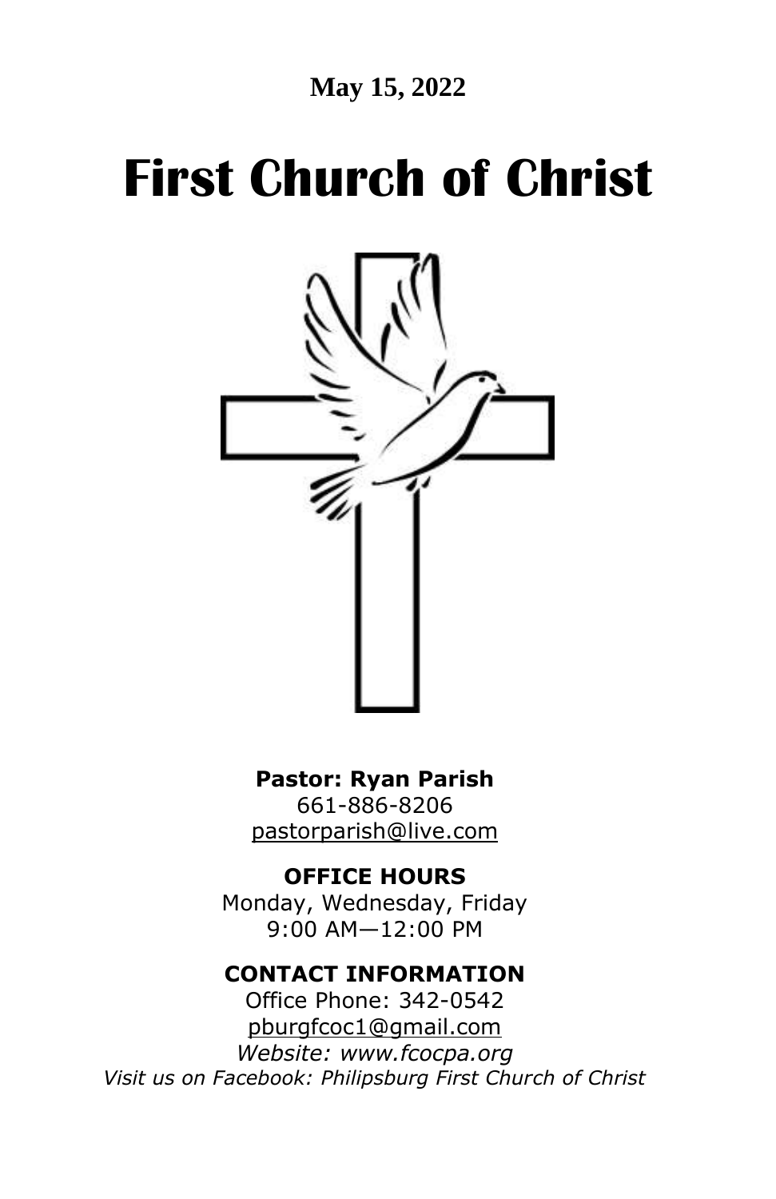**May 15, 2022**

# First Church of Christ

**Pastor: Ryan Parish**
661-886-8206
pastorparish@live.com

**OFFICE HOURS**
Monday, Wednesday, Friday
9:00 AM—12:00 PM

**CONTACT INFORMATION**
Office Phone: 342-0542
pburgfcoc1@gmail.com
*Website: www.fcocpa.org*
*Visit us on Facebook: Philipsburg First Church of Christ*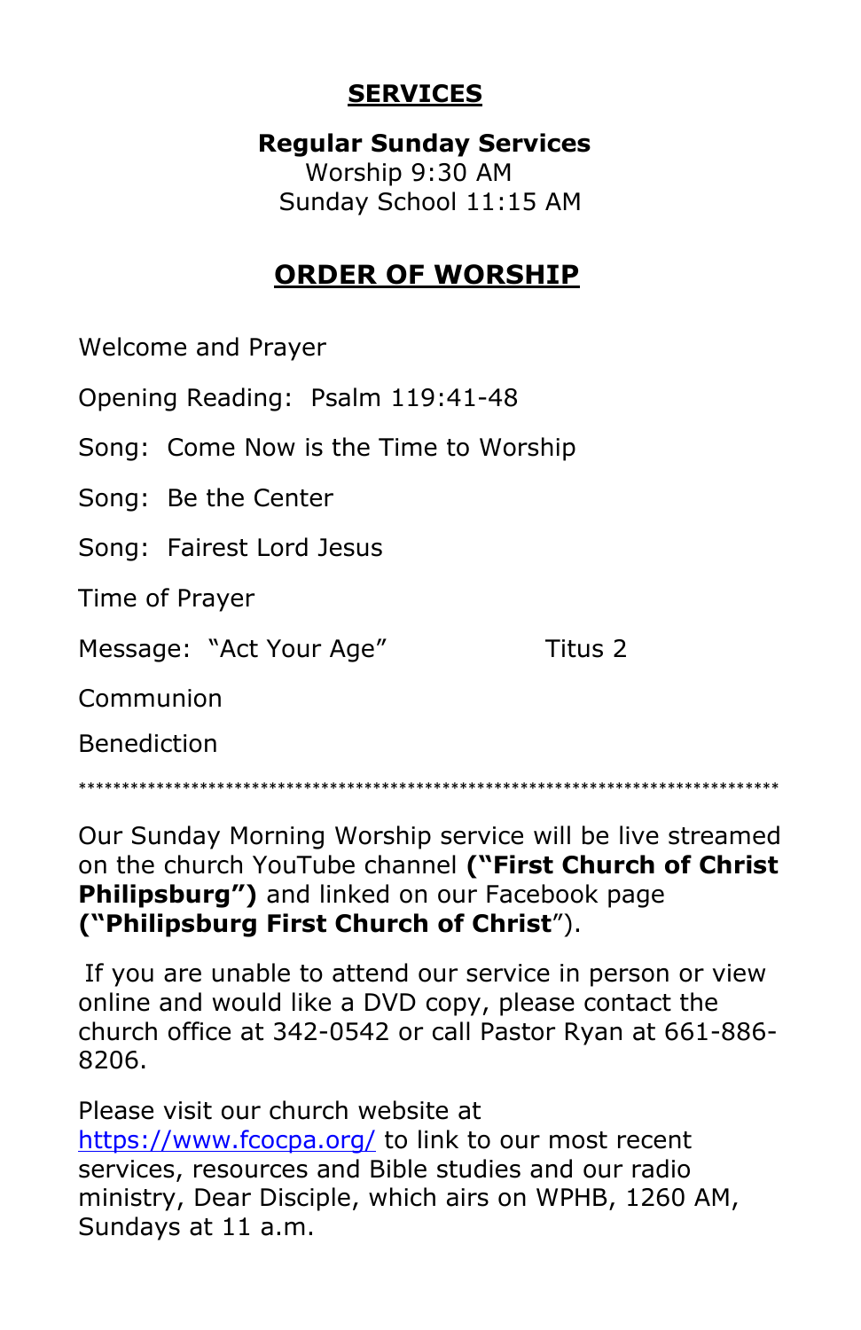## SERVICES

**Regular Sunday Services**
Worship 9:30 AM
Sunday School 11:15 AM

## ORDER OF WORSHIP

Welcome and Prayer

Opening Reading: Psalm 119:41-48

Song: Come Now is the Time to Worship

Song: Be the Center

Song: Fairest Lord Jesus

Time of Prayer

Message: "Act Your Age" Titus 2

Communion

Benediction

**************************************************************************

Our Sunday Morning Worship service will be live streamed on the church YouTube channel **("First Church of Christ Philipsburg")** and linked on our Facebook page **("Philipsburg First Church of Christ**").

If you are unable to attend our service in person or view online and would like a DVD copy, please contact the church office at 342-0542 or call Pastor Ryan at 661-886-8206.

Please visit our church website at https://www.fcocpa.org/ to link to our most recent services, resources and Bible studies and our radio ministry, Dear Disciple, which airs on WPHB, 1260 AM, Sundays at 11 a.m.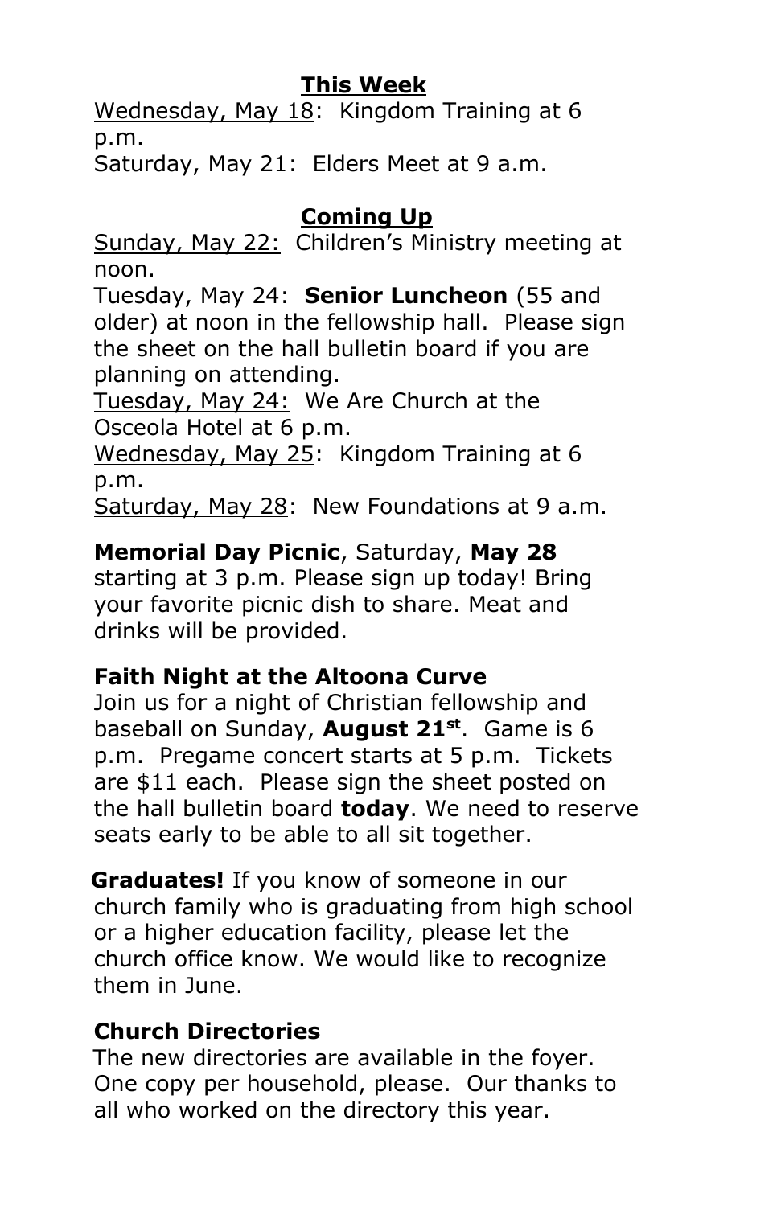## This Week

Wednesday, May 18: Kingdom Training at 6 p.m.
Saturday, May 21: Elders Meet at 9 a.m.

## Coming Up

Sunday, May 22: Children's Ministry meeting at noon.
Tuesday, May 24: **Senior Luncheon** (55 and older) at noon in the fellowship hall. Please sign the sheet on the hall bulletin board if you are planning on attending.
Tuesday, May 24: We Are Church at the Osceola Hotel at 6 p.m.
Wednesday, May 25: Kingdom Training at 6 p.m.
Saturday, May 28: New Foundations at 9 a.m.

**Memorial Day Picnic**, Saturday, **May 28** starting at 3 p.m. Please sign up today! Bring your favorite picnic dish to share. Meat and drinks will be provided.

**Faith Night at the Altoona Curve**
Join us for a night of Christian fellowship and baseball on Sunday, **August 21st**. Game is 6 p.m. Pregame concert starts at 5 p.m. Tickets are $11 each. Please sign the sheet posted on the hall bulletin board **today**. We need to reserve seats early to be able to all sit together.

**Graduates!** If you know of someone in our church family who is graduating from high school or a higher education facility, please let the church office know. We would like to recognize them in June.

**Church Directories**
The new directories are available in the foyer. One copy per household, please. Our thanks to all who worked on the directory this year.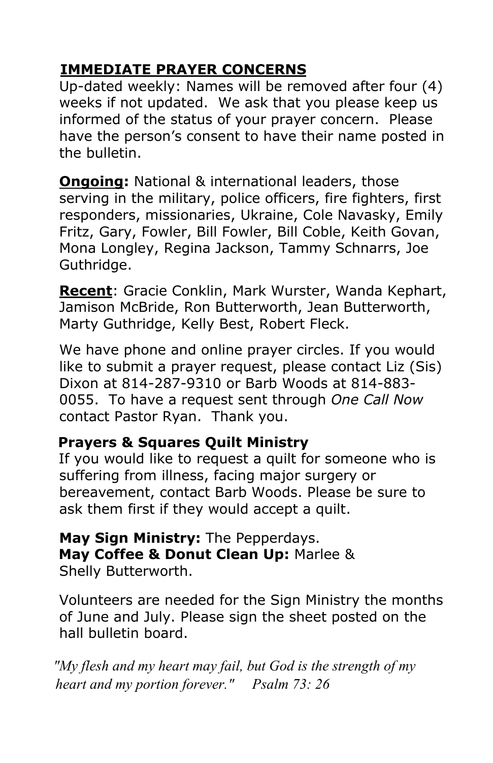## IMMEDIATE PRAYER CONCERNS

Up-dated weekly: Names will be removed after four (4) weeks if not updated. We ask that you please keep us informed of the status of your prayer concern. Please have the person's consent to have their name posted in the bulletin.

**Ongoing:** National & international leaders, those serving in the military, police officers, fire fighters, first responders, missionaries, Ukraine, Cole Navasky, Emily Fritz, Gary, Fowler, Bill Fowler, Bill Coble, Keith Govan, Mona Longley, Regina Jackson, Tammy Schnarrs, Joe Guthridge.

**Recent**: Gracie Conklin, Mark Wurster, Wanda Kephart, Jamison McBride, Ron Butterworth, Jean Butterworth, Marty Guthridge, Kelly Best, Robert Fleck.

We have phone and online prayer circles. If you would like to submit a prayer request, please contact Liz (Sis) Dixon at 814-287-9310 or Barb Woods at 814-883-0055. To have a request sent through *One Call Now* contact Pastor Ryan. Thank you.

**Prayers & Squares Quilt Ministry**

If you would like to request a quilt for someone who is suffering from illness, facing major surgery or bereavement, contact Barb Woods. Please be sure to ask them first if they would accept a quilt.

**May Sign Ministry:** The Pepperdays.
**May Coffee & Donut Clean Up:** Marlee & Shelly Butterworth.

Volunteers are needed for the Sign Ministry the months of June and July. Please sign the sheet posted on the hall bulletin board.

*"My flesh and my heart may fail, but God is the strength of my heart and my portion forever." Psalm 73: 26*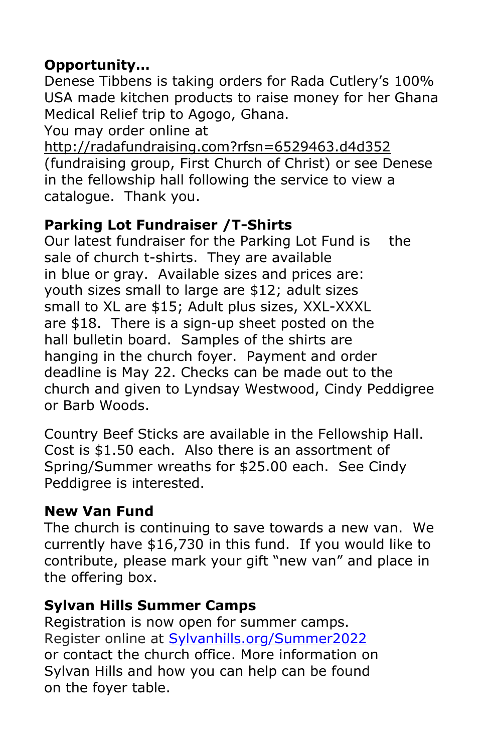**Opportunity…**
Denese Tibbens is taking orders for Rada Cutlery's 100% USA made kitchen products to raise money for her Ghana Medical Relief trip to Agogo, Ghana.
You may order online at
http://radafundraising.com?rfsn=6529463.d4d352
(fundraising group, First Church of Christ) or see Denese in the fellowship hall following the service to view a catalogue. Thank you.

**Parking Lot Fundraiser /T-Shirts**
Our latest fundraiser for the Parking Lot Fund is the sale of church t-shirts. They are available in blue or gray. Available sizes and prices are: youth sizes small to large are $12; adult sizes small to XL are $15; Adult plus sizes, XXL-XXXL are $18. There is a sign-up sheet posted on the hall bulletin board. Samples of the shirts are hanging in the church foyer. Payment and order deadline is May 22. Checks can be made out to the church and given to Lyndsay Westwood, Cindy Peddigree or Barb Woods.

Country Beef Sticks are available in the Fellowship Hall. Cost is $1.50 each. Also there is an assortment of Spring/Summer wreaths for $25.00 each. See Cindy Peddigree is interested.

**New Van Fund**
The church is continuing to save towards a new van. We currently have $16,730 in this fund. If you would like to contribute, please mark your gift "new van" and place in the offering box.

**Sylvan Hills Summer Camps**
Registration is now open for summer camps.
Register online at Sylvanhills.org/Summer2022
or contact the church office. More information on Sylvan Hills and how you can help can be found on the foyer table.